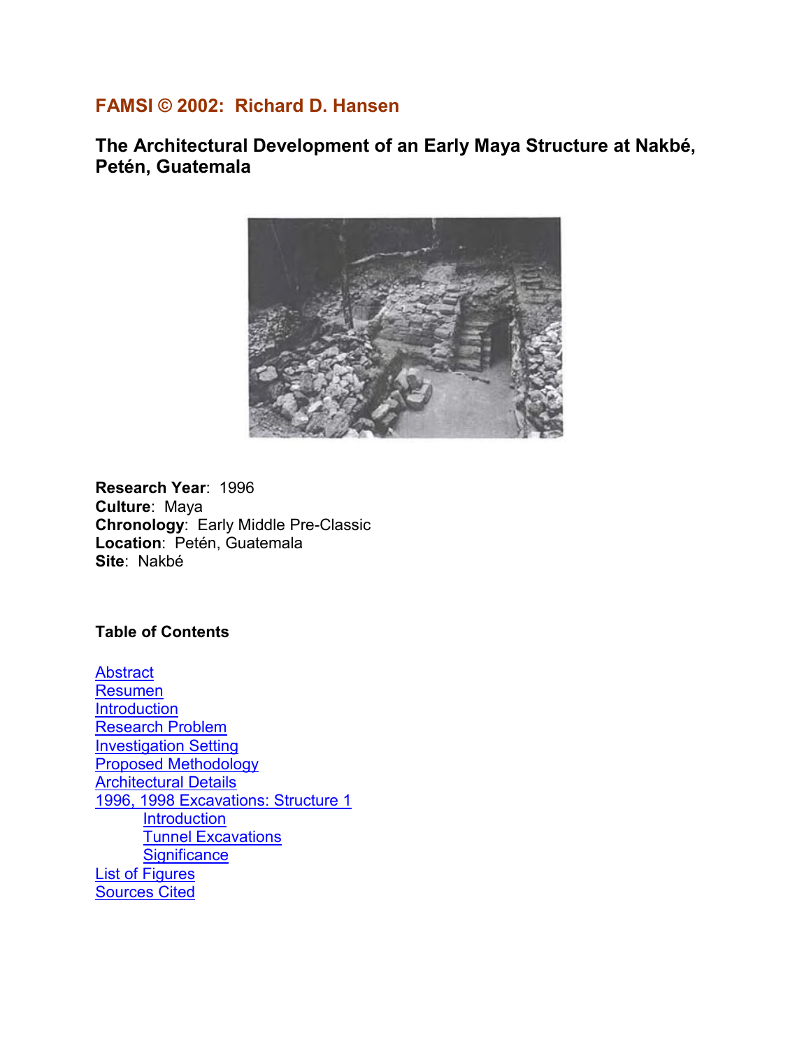**FAMSI © 2002: Richard D. Hansen**

# The Architectural Development of an Early Maya Structure at Nakbé, Petén, Guatemala

**Research Year**: 1996
**Culture**: Maya
**Chronology**: Early Middle Pre-Classic
**Location**: Petén, Guatemala
**Site**: Nakbé

**Table of Contents**

- Abstract
- Resumen
- Introduction
- Research Problem
- Investigation Setting
- Proposed Methodology
- Architectural Details
- 1996, 1998 Excavations: Structure 1
    - Introduction
    - Tunnel Excavations
    - Significance
- List of Figures
- Sources Cited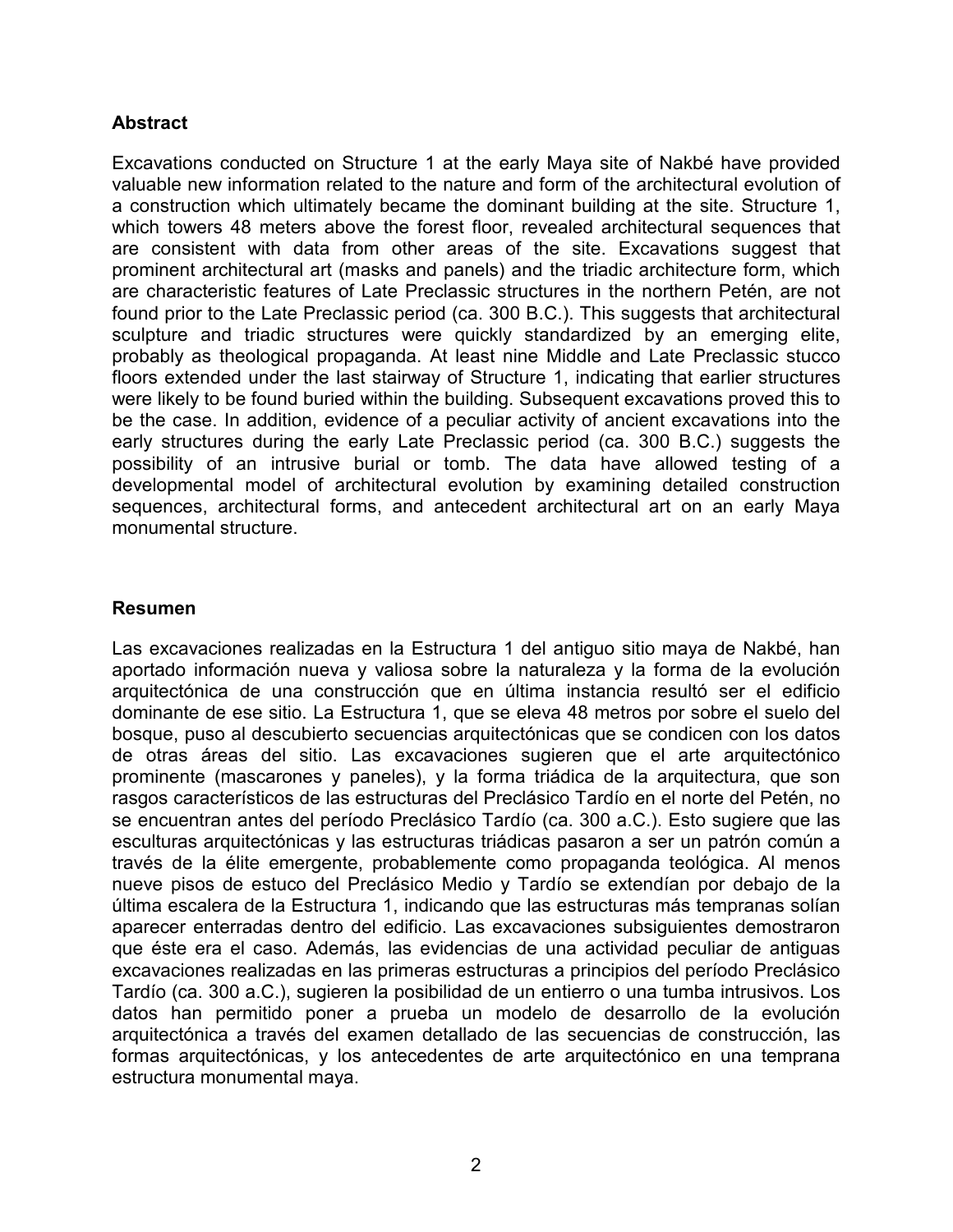## Abstract

Excavations conducted on Structure 1 at the early Maya site of Nakbé have provided valuable new information related to the nature and form of the architectural evolution of a construction which ultimately became the dominant building at the site. Structure 1, which towers 48 meters above the forest floor, revealed architectural sequences that are consistent with data from other areas of the site. Excavations suggest that prominent architectural art (masks and panels) and the triadic architecture form, which are characteristic features of Late Preclassic structures in the northern Petén, are not found prior to the Late Preclassic period (ca. 300 B.C.). This suggests that architectural sculpture and triadic structures were quickly standardized by an emerging elite, probably as theological propaganda. At least nine Middle and Late Preclassic stucco floors extended under the last stairway of Structure 1, indicating that earlier structures were likely to be found buried within the building. Subsequent excavations proved this to be the case. In addition, evidence of a peculiar activity of ancient excavations into the early structures during the early Late Preclassic period (ca. 300 B.C.) suggests the possibility of an intrusive burial or tomb. The data have allowed testing of a developmental model of architectural evolution by examining detailed construction sequences, architectural forms, and antecedent architectural art on an early Maya monumental structure.

## Resumen

Las excavaciones realizadas en la Estructura 1 del antiguo sitio maya de Nakbé, han aportado información nueva y valiosa sobre la naturaleza y la forma de la evolución arquitectónica de una construcción que en última instancia resultó ser el edificio dominante de ese sitio. La Estructura 1, que se eleva 48 metros por sobre el suelo del bosque, puso al descubierto secuencias arquitectónicas que se condicen con los datos de otras áreas del sitio. Las excavaciones sugieren que el arte arquitectónico prominente (mascarones y paneles), y la forma triádica de la arquitectura, que son rasgos característicos de las estructuras del Preclásico Tardío en el norte del Petén, no se encuentran antes del período Preclásico Tardío (ca. 300 a.C.). Esto sugiere que las esculturas arquitectónicas y las estructuras triádicas pasaron a ser un patrón común a través de la élite emergente, probablemente como propaganda teológica. Al menos nueve pisos de estuco del Preclásico Medio y Tardío se extendían por debajo de la última escalera de la Estructura 1, indicando que las estructuras más tempranas solían aparecer enterradas dentro del edificio. Las excavaciones subsiguientes demostraron que éste era el caso. Además, las evidencias de una actividad peculiar de antiguas excavaciones realizadas en las primeras estructuras a principios del período Preclásico Tardío (ca. 300 a.C.), sugieren la posibilidad de un entierro o una tumba intrusivos. Los datos han permitido poner a prueba un modelo de desarrollo de la evolución arquitectónica a través del examen detallado de las secuencias de construcción, las formas arquitectónicas, y los antecedentes de arte arquitectónico en una temprana estructura monumental maya.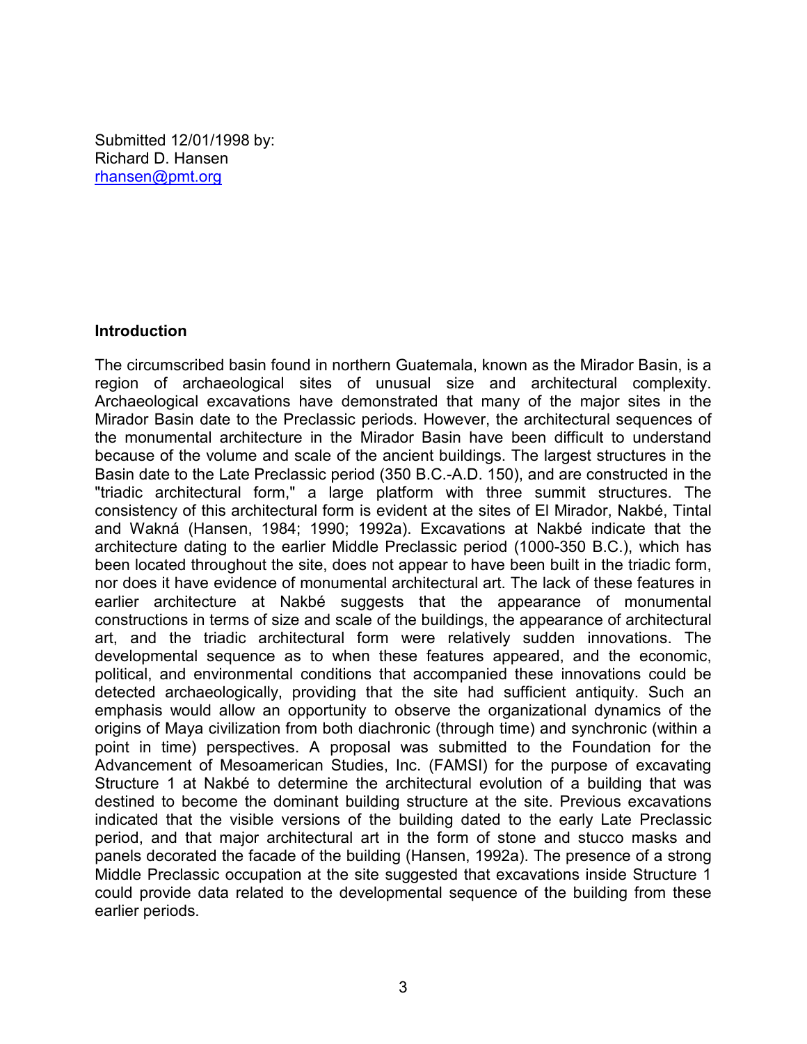Submitted 12/01/1998 by:
Richard D. Hansen
rhansen@pmt.org

## Introduction

The circumscribed basin found in northern Guatemala, known as the Mirador Basin, is a region of archaeological sites of unusual size and architectural complexity. Archaeological excavations have demonstrated that many of the major sites in the Mirador Basin date to the Preclassic periods. However, the architectural sequences of the monumental architecture in the Mirador Basin have been difficult to understand because of the volume and scale of the ancient buildings. The largest structures in the Basin date to the Late Preclassic period (350 B.C.-A.D. 150), and are constructed in the "triadic architectural form," a large platform with three summit structures. The consistency of this architectural form is evident at the sites of El Mirador, Nakbé, Tintal and Wakná (Hansen, 1984; 1990; 1992a). Excavations at Nakbé indicate that the architecture dating to the earlier Middle Preclassic period (1000-350 B.C.), which has been located throughout the site, does not appear to have been built in the triadic form, nor does it have evidence of monumental architectural art. The lack of these features in earlier architecture at Nakbé suggests that the appearance of monumental constructions in terms of size and scale of the buildings, the appearance of architectural art, and the triadic architectural form were relatively sudden innovations. The developmental sequence as to when these features appeared, and the economic, political, and environmental conditions that accompanied these innovations could be detected archaeologically, providing that the site had sufficient antiquity. Such an emphasis would allow an opportunity to observe the organizational dynamics of the origins of Maya civilization from both diachronic (through time) and synchronic (within a point in time) perspectives. A proposal was submitted to the Foundation for the Advancement of Mesoamerican Studies, Inc. (FAMSI) for the purpose of excavating Structure 1 at Nakbé to determine the architectural evolution of a building that was destined to become the dominant building structure at the site. Previous excavations indicated that the visible versions of the building dated to the early Late Preclassic period, and that major architectural art in the form of stone and stucco masks and panels decorated the facade of the building (Hansen, 1992a). The presence of a strong Middle Preclassic occupation at the site suggested that excavations inside Structure 1 could provide data related to the developmental sequence of the building from these earlier periods.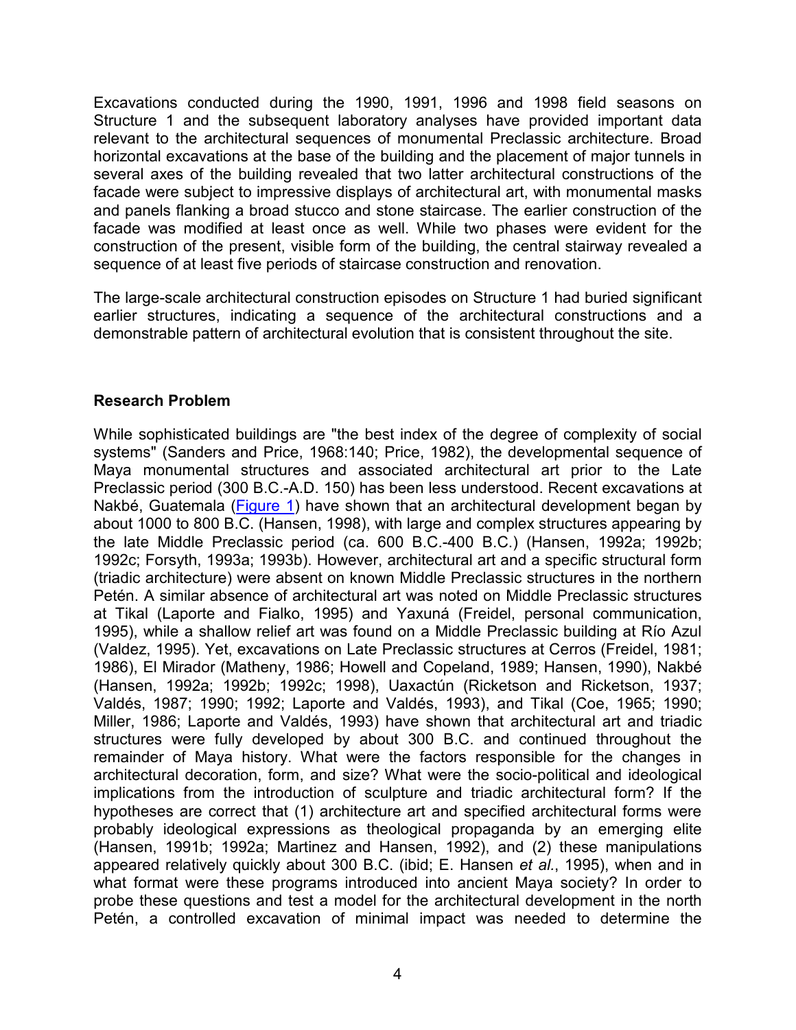Excavations conducted during the 1990, 1991, 1996 and 1998 field seasons on Structure 1 and the subsequent laboratory analyses have provided important data relevant to the architectural sequences of monumental Preclassic architecture. Broad horizontal excavations at the base of the building and the placement of major tunnels in several axes of the building revealed that two latter architectural constructions of the facade were subject to impressive displays of architectural art, with monumental masks and panels flanking a broad stucco and stone staircase. The earlier construction of the facade was modified at least once as well. While two phases were evident for the construction of the present, visible form of the building, the central stairway revealed a sequence of at least five periods of staircase construction and renovation.

The large-scale architectural construction episodes on Structure 1 had buried significant earlier structures, indicating a sequence of the architectural constructions and a demonstrable pattern of architectural evolution that is consistent throughout the site.

**Research Problem**

While sophisticated buildings are "the best index of the degree of complexity of social systems" (Sanders and Price, 1968:140; Price, 1982), the developmental sequence of Maya monumental structures and associated architectural art prior to the Late Preclassic period (300 B.C.-A.D. 150) has been less understood. Recent excavations at Nakbé, Guatemala (Figure 1) have shown that an architectural development began by about 1000 to 800 B.C. (Hansen, 1998), with large and complex structures appearing by the late Middle Preclassic period (ca. 600 B.C.-400 B.C.) (Hansen, 1992a; 1992b; 1992c; Forsyth, 1993a; 1993b). However, architectural art and a specific structural form (triadic architecture) were absent on known Middle Preclassic structures in the northern Petén. A similar absence of architectural art was noted on Middle Preclassic structures at Tikal (Laporte and Fialko, 1995) and Yaxuná (Freidel, personal communication, 1995), while a shallow relief art was found on a Middle Preclassic building at Río Azul (Valdez, 1995). Yet, excavations on Late Preclassic structures at Cerros (Freidel, 1981; 1986), El Mirador (Matheny, 1986; Howell and Copeland, 1989; Hansen, 1990), Nakbé (Hansen, 1992a; 1992b; 1992c; 1998), Uaxactún (Ricketson and Ricketson, 1937; Valdés, 1987; 1990; 1992; Laporte and Valdés, 1993), and Tikal (Coe, 1965; 1990; Miller, 1986; Laporte and Valdés, 1993) have shown that architectural art and triadic structures were fully developed by about 300 B.C. and continued throughout the remainder of Maya history. What were the factors responsible for the changes in architectural decoration, form, and size? What were the socio-political and ideological implications from the introduction of sculpture and triadic architectural form? If the hypotheses are correct that (1) architecture art and specified architectural forms were probably ideological expressions as theological propaganda by an emerging elite (Hansen, 1991b; 1992a; Martinez and Hansen, 1992), and (2) these manipulations appeared relatively quickly about 300 B.C. (ibid; E. Hansen *et al.*, 1995), when and in what format were these programs introduced into ancient Maya society? In order to probe these questions and test a model for the architectural development in the north Petén, a controlled excavation of minimal impact was needed to determine the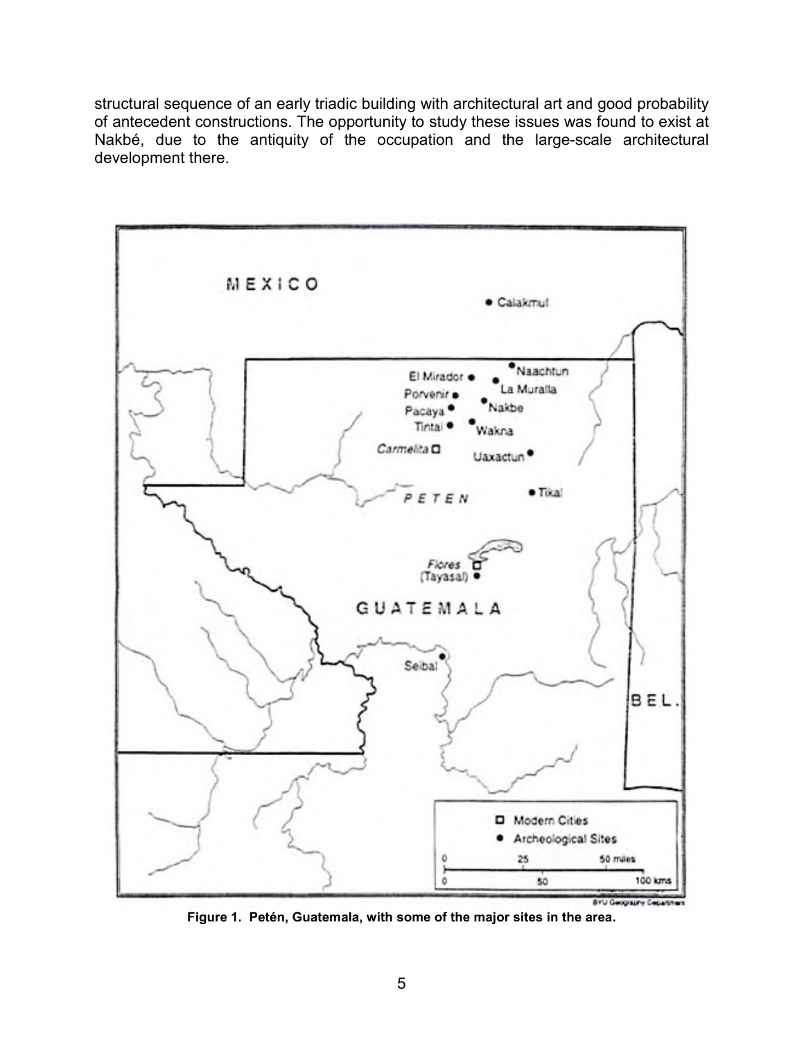structural sequence of an early triadic building with architectural art and good probability of antecedent constructions. The opportunity to study these issues was found to exist at Nakbé, due to the antiquity of the occupation and the large-scale architectural development there.

**Figure 1. Petén, Guatemala, with some of the major sites in the area.**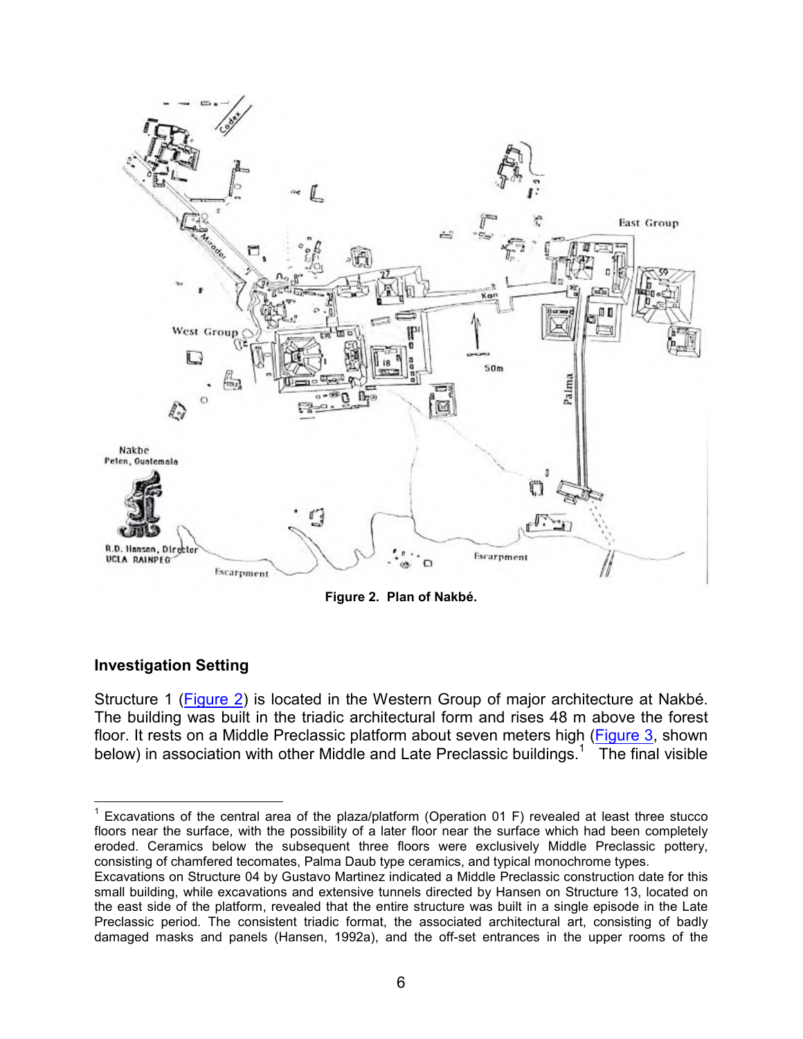Figure 2.  Plan of Nakbé.

## Investigation Setting

Structure 1 (Figure 2) is located in the Western Group of major architecture at Nakbé. The building was built in the triadic architectural form and rises 48 m above the forest floor. It rests on a Middle Preclassic platform about seven meters high (Figure 3, shown below) in association with other Middle and Late Preclassic buildings.[1] The final visible

---

[1] Excavations of the central area of the plaza/platform (Operation 01 F) revealed at least three stucco floors near the surface, with the possibility of a later floor near the surface which had been completely eroded. Ceramics below the subsequent three floors were exclusively Middle Preclassic pottery, consisting of chamfered tecomates, Palma Daub type ceramics, and typical monochrome types.
Excavations on Structure 04 by Gustavo Martinez indicated a Middle Preclassic construction date for this small building, while excavations and extensive tunnels directed by Hansen on Structure 13, located on the east side of the platform, revealed that the entire structure was built in a single episode in the Late Preclassic period. The consistent triadic format, the associated architectural art, consisting of badly damaged masks and panels (Hansen, 1992a), and the off-set entrances in the upper rooms of the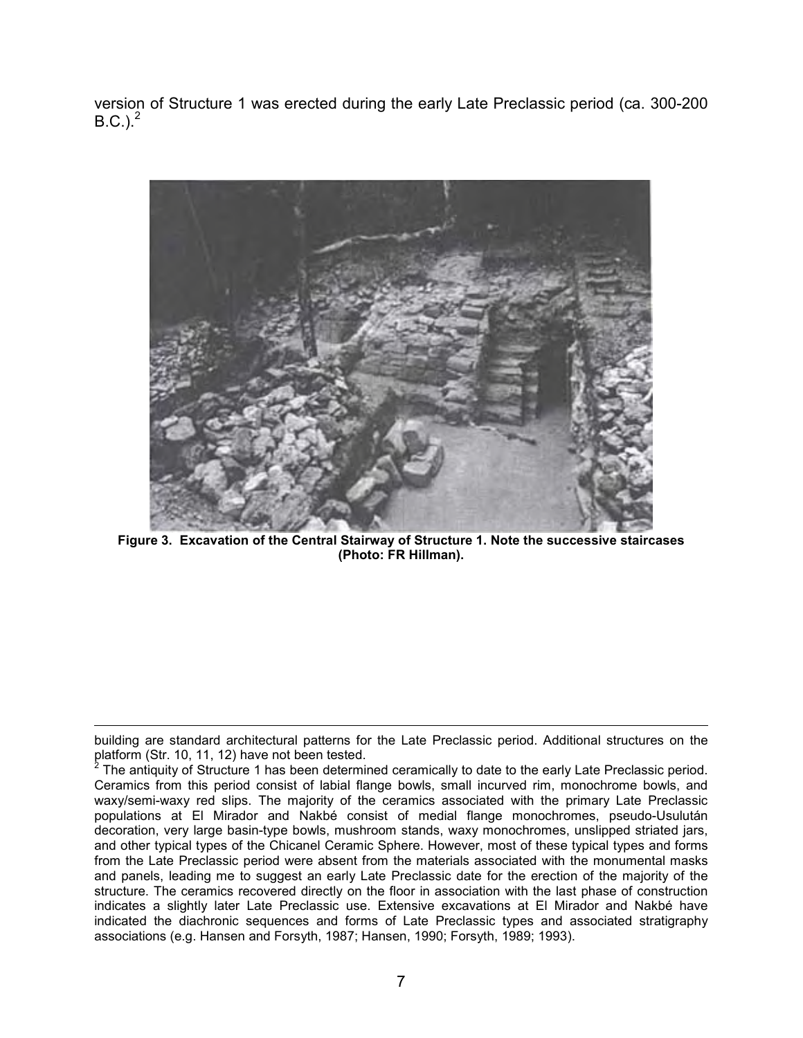version of Structure 1 was erected during the early Late Preclassic period (ca. 300-200 B.C.).[2]

**Figure 3. Excavation of the Central Stairway of Structure 1. Note the successive staircases (Photo: FR Hillman).**

---

building are standard architectural patterns for the Late Preclassic period. Additional structures on the platform (Str. 10, 11, 12) have not been tested.

[2] The antiquity of Structure 1 has been determined ceramically to date to the early Late Preclassic period. Ceramics from this period consist of labial flange bowls, small incurved rim, monochrome bowls, and waxy/semi-waxy red slips. The majority of the ceramics associated with the primary Late Preclassic populations at El Mirador and Nakbé consist of medial flange monochromes, pseudo-Usulután decoration, very large basin-type bowls, mushroom stands, waxy monochromes, unslipped striated jars, and other typical types of the Chicanel Ceramic Sphere. However, most of these typical types and forms from the Late Preclassic period were absent from the materials associated with the monumental masks and panels, leading me to suggest an early Late Preclassic date for the erection of the majority of the structure. The ceramics recovered directly on the floor in association with the last phase of construction indicates a slightly later Late Preclassic use. Extensive excavations at El Mirador and Nakbé have indicated the diachronic sequences and forms of Late Preclassic types and associated stratigraphy associations (e.g. Hansen and Forsyth, 1987; Hansen, 1990; Forsyth, 1989; 1993).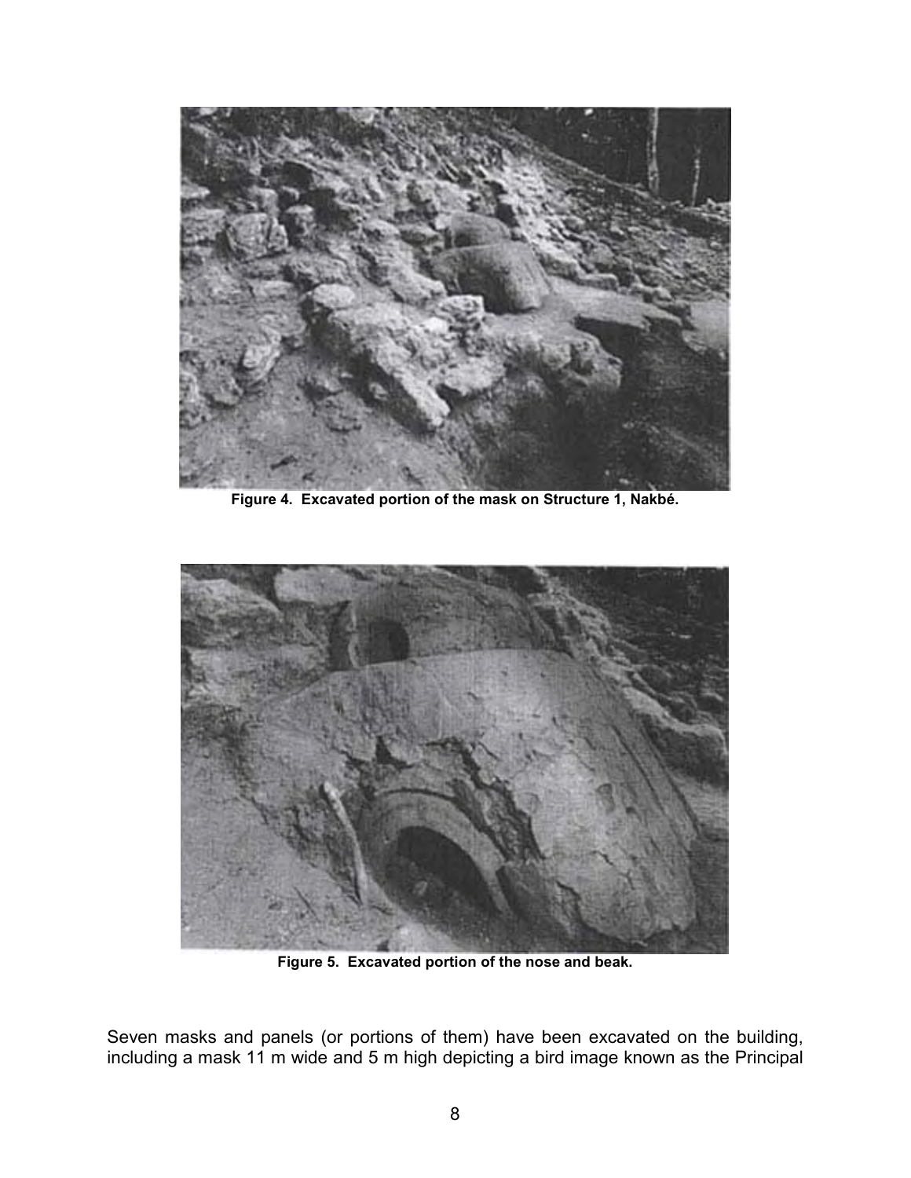Figure 4. Excavated portion of the mask on Structure 1, Nakbé.

Figure 5. Excavated portion of the nose and beak.

Seven masks and panels (or portions of them) have been excavated on the building, including a mask 11 m wide and 5 m high depicting a bird image known as the Principal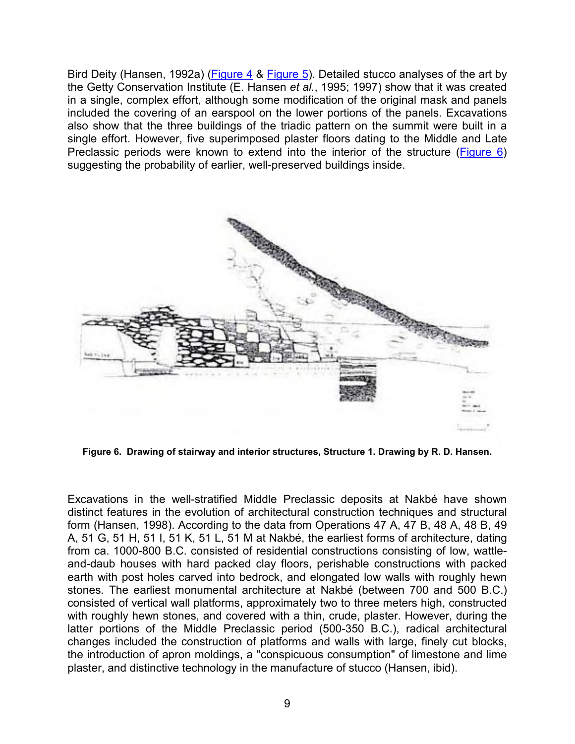Bird Deity (Hansen, 1992a) (Figure 4 & Figure 5). Detailed stucco analyses of the art by the Getty Conservation Institute (E. Hansen *et al.*, 1995; 1997) show that it was created in a single, complex effort, although some modification of the original mask and panels included the covering of an earspool on the lower portions of the panels. Excavations also show that the three buildings of the triadic pattern on the summit were built in a single effort. However, five superimposed plaster floors dating to the Middle and Late Preclassic periods were known to extend into the interior of the structure (Figure 6) suggesting the probability of earlier, well-preserved buildings inside.

**Figure 6. Drawing of stairway and interior structures, Structure 1. Drawing by R. D. Hansen.**

Excavations in the well-stratified Middle Preclassic deposits at Nakbé have shown distinct features in the evolution of architectural construction techniques and structural form (Hansen, 1998). According to the data from Operations 47 A, 47 B, 48 A, 48 B, 49 A, 51 G, 51 H, 51 I, 51 K, 51 L, 51 M at Nakbé, the earliest forms of architecture, dating from ca. 1000-800 B.C. consisted of residential constructions consisting of low, wattle-and-daub houses with hard packed clay floors, perishable constructions with packed earth with post holes carved into bedrock, and elongated low walls with roughly hewn stones. The earliest monumental architecture at Nakbé (between 700 and 500 B.C.) consisted of vertical wall platforms, approximately two to three meters high, constructed with roughly hewn stones, and covered with a thin, crude, plaster. However, during the latter portions of the Middle Preclassic period (500-350 B.C.), radical architectural changes included the construction of platforms and walls with large, finely cut blocks, the introduction of apron moldings, a "conspicuous consumption" of limestone and lime plaster, and distinctive technology in the manufacture of stucco (Hansen, ibid).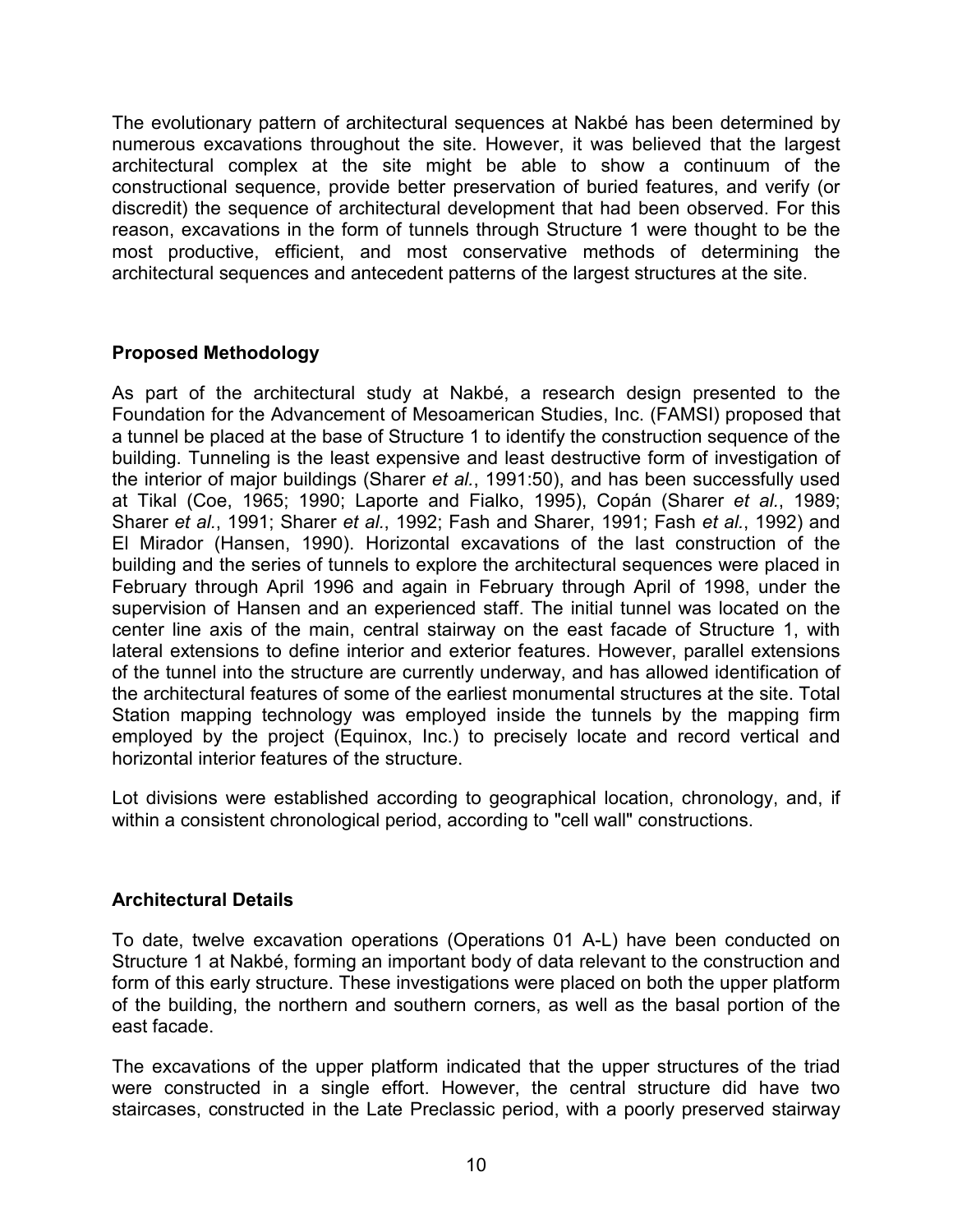The evolutionary pattern of architectural sequences at Nakbé has been determined by numerous excavations throughout the site. However, it was believed that the largest architectural complex at the site might be able to show a continuum of the constructional sequence, provide better preservation of buried features, and verify (or discredit) the sequence of architectural development that had been observed. For this reason, excavations in the form of tunnels through Structure 1 were thought to be the most productive, efficient, and most conservative methods of determining the architectural sequences and antecedent patterns of the largest structures at the site.

## Proposed Methodology

As part of the architectural study at Nakbé, a research design presented to the Foundation for the Advancement of Mesoamerican Studies, Inc. (FAMSI) proposed that a tunnel be placed at the base of Structure 1 to identify the construction sequence of the building. Tunneling is the least expensive and least destructive form of investigation of the interior of major buildings (Sharer *et al.*, 1991:50), and has been successfully used at Tikal (Coe, 1965; 1990; Laporte and Fialko, 1995), Copán (Sharer *et al.*, 1989; Sharer *et al.*, 1991; Sharer *et al.*, 1992; Fash and Sharer, 1991; Fash *et al.*, 1992) and El Mirador (Hansen, 1990). Horizontal excavations of the last construction of the building and the series of tunnels to explore the architectural sequences were placed in February through April 1996 and again in February through April of 1998, under the supervision of Hansen and an experienced staff. The initial tunnel was located on the center line axis of the main, central stairway on the east facade of Structure 1, with lateral extensions to define interior and exterior features. However, parallel extensions of the tunnel into the structure are currently underway, and has allowed identification of the architectural features of some of the earliest monumental structures at the site. Total Station mapping technology was employed inside the tunnels by the mapping firm employed by the project (Equinox, Inc.) to precisely locate and record vertical and horizontal interior features of the structure.

Lot divisions were established according to geographical location, chronology, and, if within a consistent chronological period, according to "cell wall" constructions.

## Architectural Details

To date, twelve excavation operations (Operations 01 A-L) have been conducted on Structure 1 at Nakbé, forming an important body of data relevant to the construction and form of this early structure. These investigations were placed on both the upper platform of the building, the northern and southern corners, as well as the basal portion of the east facade.

The excavations of the upper platform indicated that the upper structures of the triad were constructed in a single effort. However, the central structure did have two staircases, constructed in the Late Preclassic period, with a poorly preserved stairway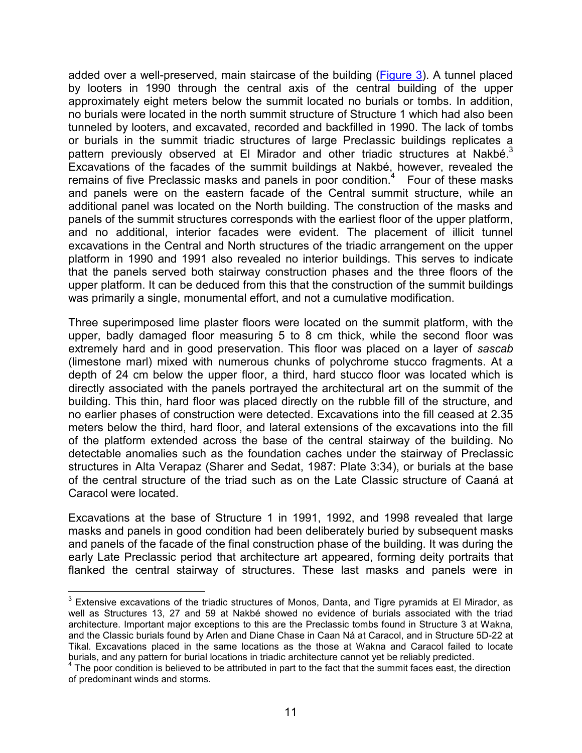added over a well-preserved, main staircase of the building (Figure 3). A tunnel placed by looters in 1990 through the central axis of the central building of the upper approximately eight meters below the summit located no burials or tombs. In addition, no burials were located in the north summit structure of Structure 1 which had also been tunneled by looters, and excavated, recorded and backfilled in 1990. The lack of tombs or burials in the summit triadic structures of large Preclassic buildings replicates a pattern previously observed at El Mirador and other triadic structures at Nakbé.[3] Excavations of the facades of the summit buildings at Nakbé, however, revealed the remains of five Preclassic masks and panels in poor condition.[4] Four of these masks and panels were on the eastern facade of the Central summit structure, while an additional panel was located on the North building. The construction of the masks and panels of the summit structures corresponds with the earliest floor of the upper platform, and no additional, interior facades were evident. The placement of illicit tunnel excavations in the Central and North structures of the triadic arrangement on the upper platform in 1990 and 1991 also revealed no interior buildings. This serves to indicate that the panels served both stairway construction phases and the three floors of the upper platform. It can be deduced from this that the construction of the summit buildings was primarily a single, monumental effort, and not a cumulative modification.

Three superimposed lime plaster floors were located on the summit platform, with the upper, badly damaged floor measuring 5 to 8 cm thick, while the second floor was extremely hard and in good preservation. This floor was placed on a layer of *sascab* (limestone marl) mixed with numerous chunks of polychrome stucco fragments. At a depth of 24 cm below the upper floor, a third, hard stucco floor was located which is directly associated with the panels portrayed the architectural art on the summit of the building. This thin, hard floor was placed directly on the rubble fill of the structure, and no earlier phases of construction were detected. Excavations into the fill ceased at 2.35 meters below the third, hard floor, and lateral extensions of the excavations into the fill of the platform extended across the base of the central stairway of the building. No detectable anomalies such as the foundation caches under the stairway of Preclassic structures in Alta Verapaz (Sharer and Sedat, 1987: Plate 3:34), or burials at the base of the central structure of the triad such as on the Late Classic structure of Caaná at Caracol were located.

Excavations at the base of Structure 1 in 1991, 1992, and 1998 revealed that large masks and panels in good condition had been deliberately buried by subsequent masks and panels of the facade of the final construction phase of the building. It was during the early Late Preclassic period that architecture art appeared, forming deity portraits that flanked the central stairway of structures. These last masks and panels were in

---

[3] Extensive excavations of the triadic structures of Monos, Danta, and Tigre pyramids at El Mirador, as well as Structures 13, 27 and 59 at Nakbé showed no evidence of burials associated with the triad architecture. Important major exceptions to this are the Preclassic tombs found in Structure 3 at Wakna, and the Classic burials found by Arlen and Diane Chase in Caan Ná at Caracol, and in Structure 5D-22 at Tikal. Excavations placed in the same locations as the those at Wakna and Caracol failed to locate burials, and any pattern for burial locations in triadic architecture cannot yet be reliably predicted.

[4] The poor condition is believed to be attributed in part to the fact that the summit faces east, the direction of predominant winds and storms.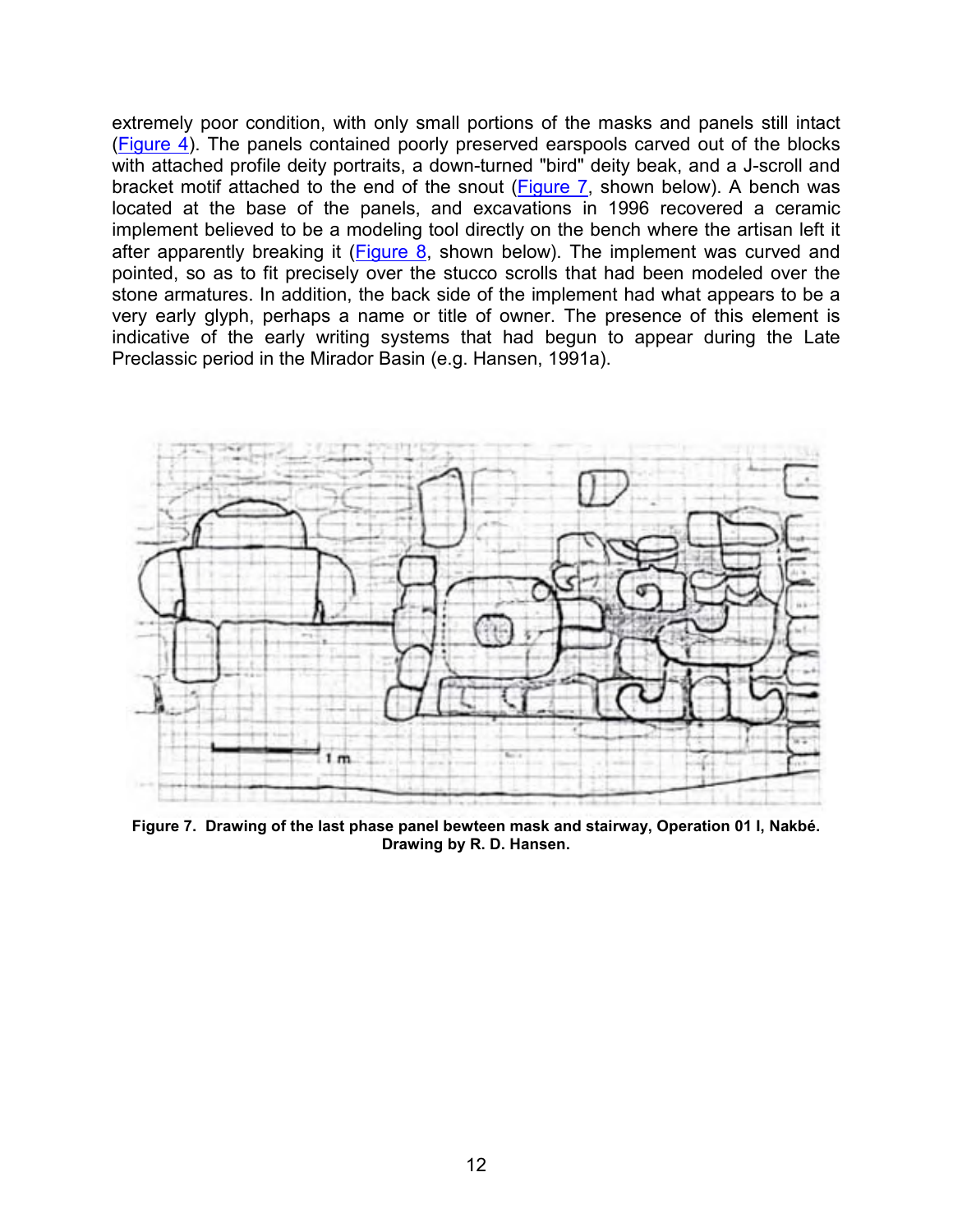extremely poor condition, with only small portions of the masks and panels still intact (Figure 4). The panels contained poorly preserved earspools carved out of the blocks with attached profile deity portraits, a down-turned "bird" deity beak, and a J-scroll and bracket motif attached to the end of the snout (Figure 7, shown below). A bench was located at the base of the panels, and excavations in 1996 recovered a ceramic implement believed to be a modeling tool directly on the bench where the artisan left it after apparently breaking it (Figure 8, shown below). The implement was curved and pointed, so as to fit precisely over the stucco scrolls that had been modeled over the stone armatures. In addition, the back side of the implement had what appears to be a very early glyph, perhaps a name or title of owner. The presence of this element is indicative of the early writing systems that had begun to appear during the Late Preclassic period in the Mirador Basin (e.g. Hansen, 1991a).

**Figure 7. Drawing of the last phase panel bewteen mask and stairway, Operation 01 I, Nakbé. Drawing by R. D. Hansen.**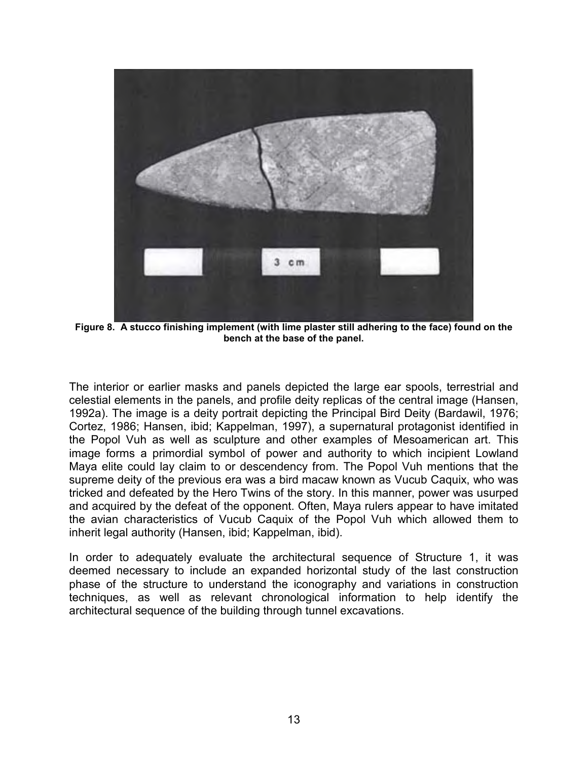**Figure 8. A stucco finishing implement (with lime plaster still adhering to the face) found on the bench at the base of the panel.**

The interior or earlier masks and panels depicted the large ear spools, terrestrial and celestial elements in the panels, and profile deity replicas of the central image (Hansen, 1992a). The image is a deity portrait depicting the Principal Bird Deity (Bardawil, 1976; Cortez, 1986; Hansen, ibid; Kappelman, 1997), a supernatural protagonist identified in the Popol Vuh as well as sculpture and other examples of Mesoamerican art. This image forms a primordial symbol of power and authority to which incipient Lowland Maya elite could lay claim to or descendency from. The Popol Vuh mentions that the supreme deity of the previous era was a bird macaw known as Vucub Caquix, who was tricked and defeated by the Hero Twins of the story. In this manner, power was usurped and acquired by the defeat of the opponent. Often, Maya rulers appear to have imitated the avian characteristics of Vucub Caquix of the Popol Vuh which allowed them to inherit legal authority (Hansen, ibid; Kappelman, ibid).

In order to adequately evaluate the architectural sequence of Structure 1, it was deemed necessary to include an expanded horizontal study of the last construction phase of the structure to understand the iconography and variations in construction techniques, as well as relevant chronological information to help identify the architectural sequence of the building through tunnel excavations.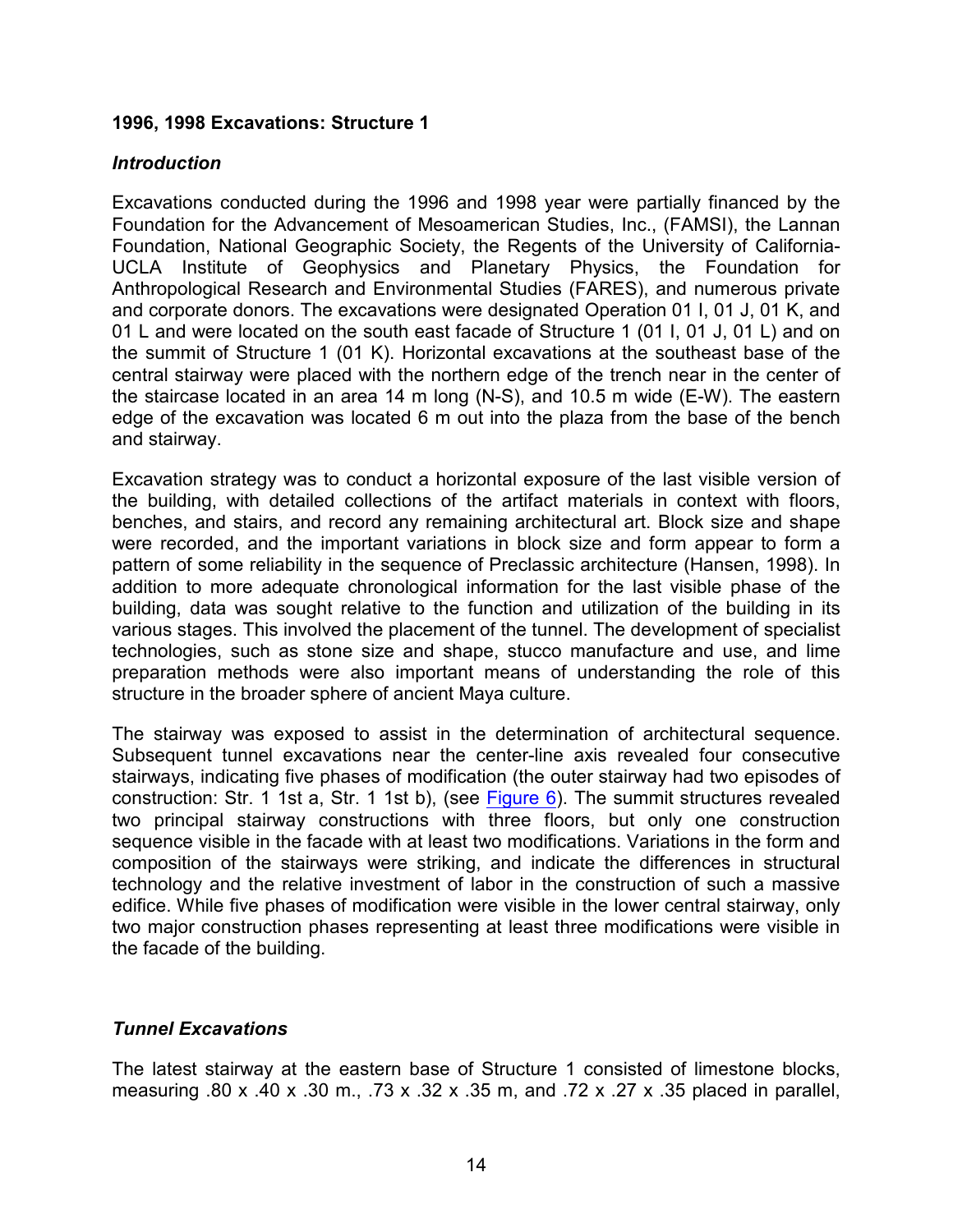### 1996, 1998 Excavations: Structure 1

#### *Introduction*

Excavations conducted during the 1996 and 1998 year were partially financed by the Foundation for the Advancement of Mesoamerican Studies, Inc., (FAMSI), the Lannan Foundation, National Geographic Society, the Regents of the University of California-UCLA Institute of Geophysics and Planetary Physics, the Foundation for Anthropological Research and Environmental Studies (FARES), and numerous private and corporate donors. The excavations were designated Operation 01 I, 01 J, 01 K, and 01 L and were located on the south east facade of Structure 1 (01 I, 01 J, 01 L) and on the summit of Structure 1 (01 K). Horizontal excavations at the southeast base of the central stairway were placed with the northern edge of the trench near in the center of the staircase located in an area 14 m long (N-S), and 10.5 m wide (E-W). The eastern edge of the excavation was located 6 m out into the plaza from the base of the bench and stairway.

Excavation strategy was to conduct a horizontal exposure of the last visible version of the building, with detailed collections of the artifact materials in context with floors, benches, and stairs, and record any remaining architectural art. Block size and shape were recorded, and the important variations in block size and form appear to form a pattern of some reliability in the sequence of Preclassic architecture (Hansen, 1998). In addition to more adequate chronological information for the last visible phase of the building, data was sought relative to the function and utilization of the building in its various stages. This involved the placement of the tunnel. The development of specialist technologies, such as stone size and shape, stucco manufacture and use, and lime preparation methods were also important means of understanding the role of this structure in the broader sphere of ancient Maya culture.

The stairway was exposed to assist in the determination of architectural sequence. Subsequent tunnel excavations near the center-line axis revealed four consecutive stairways, indicating five phases of modification (the outer stairway had two episodes of construction: Str. 1 1st a, Str. 1 1st b), (see Figure 6). The summit structures revealed two principal stairway constructions with three floors, but only one construction sequence visible in the facade with at least two modifications. Variations in the form and composition of the stairways were striking, and indicate the differences in structural technology and the relative investment of labor in the construction of such a massive edifice. While five phases of modification were visible in the lower central stairway, only two major construction phases representing at least three modifications were visible in the facade of the building.

#### *Tunnel Excavations*

The latest stairway at the eastern base of Structure 1 consisted of limestone blocks, measuring .80 x .40 x .30 m., .73 x .32 x .35 m, and .72 x .27 x .35 placed in parallel,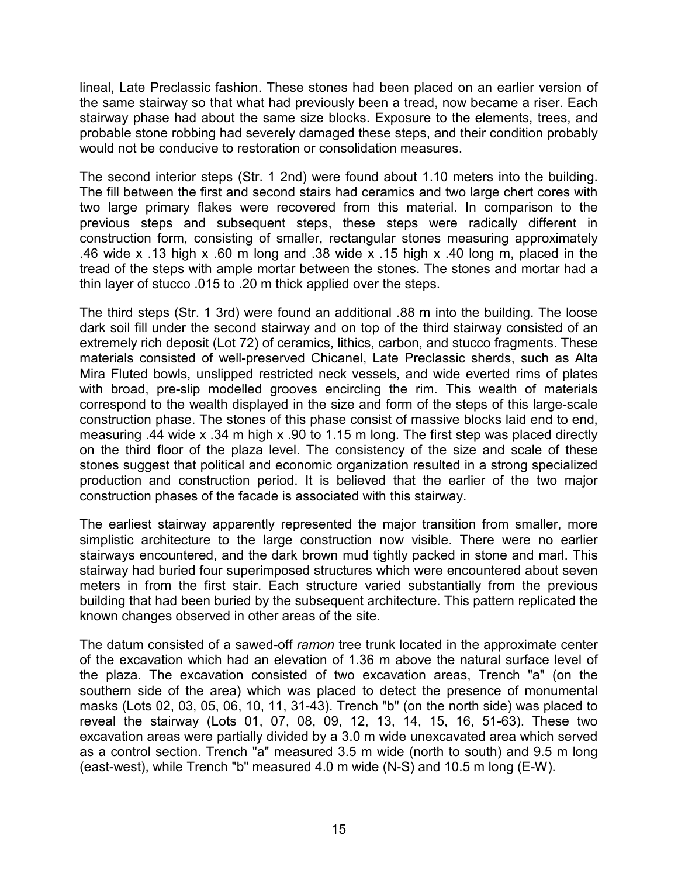lineal, Late Preclassic fashion. These stones had been placed on an earlier version of the same stairway so that what had previously been a tread, now became a riser. Each stairway phase had about the same size blocks. Exposure to the elements, trees, and probable stone robbing had severely damaged these steps, and their condition probably would not be conducive to restoration or consolidation measures.

The second interior steps (Str. 1 2nd) were found about 1.10 meters into the building. The fill between the first and second stairs had ceramics and two large chert cores with two large primary flakes were recovered from this material. In comparison to the previous steps and subsequent steps, these steps were radically different in construction form, consisting of smaller, rectangular stones measuring approximately .46 wide x .13 high x .60 m long and .38 wide x .15 high x .40 long m, placed in the tread of the steps with ample mortar between the stones. The stones and mortar had a thin layer of stucco .015 to .20 m thick applied over the steps.

The third steps (Str. 1 3rd) were found an additional .88 m into the building. The loose dark soil fill under the second stairway and on top of the third stairway consisted of an extremely rich deposit (Lot 72) of ceramics, lithics, carbon, and stucco fragments. These materials consisted of well-preserved Chicanel, Late Preclassic sherds, such as Alta Mira Fluted bowls, unslipped restricted neck vessels, and wide everted rims of plates with broad, pre-slip modelled grooves encircling the rim. This wealth of materials correspond to the wealth displayed in the size and form of the steps of this large-scale construction phase. The stones of this phase consist of massive blocks laid end to end, measuring .44 wide x .34 m high x .90 to 1.15 m long. The first step was placed directly on the third floor of the plaza level. The consistency of the size and scale of these stones suggest that political and economic organization resulted in a strong specialized production and construction period. It is believed that the earlier of the two major construction phases of the facade is associated with this stairway.

The earliest stairway apparently represented the major transition from smaller, more simplistic architecture to the large construction now visible. There were no earlier stairways encountered, and the dark brown mud tightly packed in stone and marl. This stairway had buried four superimposed structures which were encountered about seven meters in from the first stair. Each structure varied substantially from the previous building that had been buried by the subsequent architecture. This pattern replicated the known changes observed in other areas of the site.

The datum consisted of a sawed-off *ramon* tree trunk located in the approximate center of the excavation which had an elevation of 1.36 m above the natural surface level of the plaza. The excavation consisted of two excavation areas, Trench "a" (on the southern side of the area) which was placed to detect the presence of monumental masks (Lots 02, 03, 05, 06, 10, 11, 31-43). Trench "b" (on the north side) was placed to reveal the stairway (Lots 01, 07, 08, 09, 12, 13, 14, 15, 16, 51-63). These two excavation areas were partially divided by a 3.0 m wide unexcavated area which served as a control section. Trench "a" measured 3.5 m wide (north to south) and 9.5 m long (east-west), while Trench "b" measured 4.0 m wide (N-S) and 10.5 m long (E-W).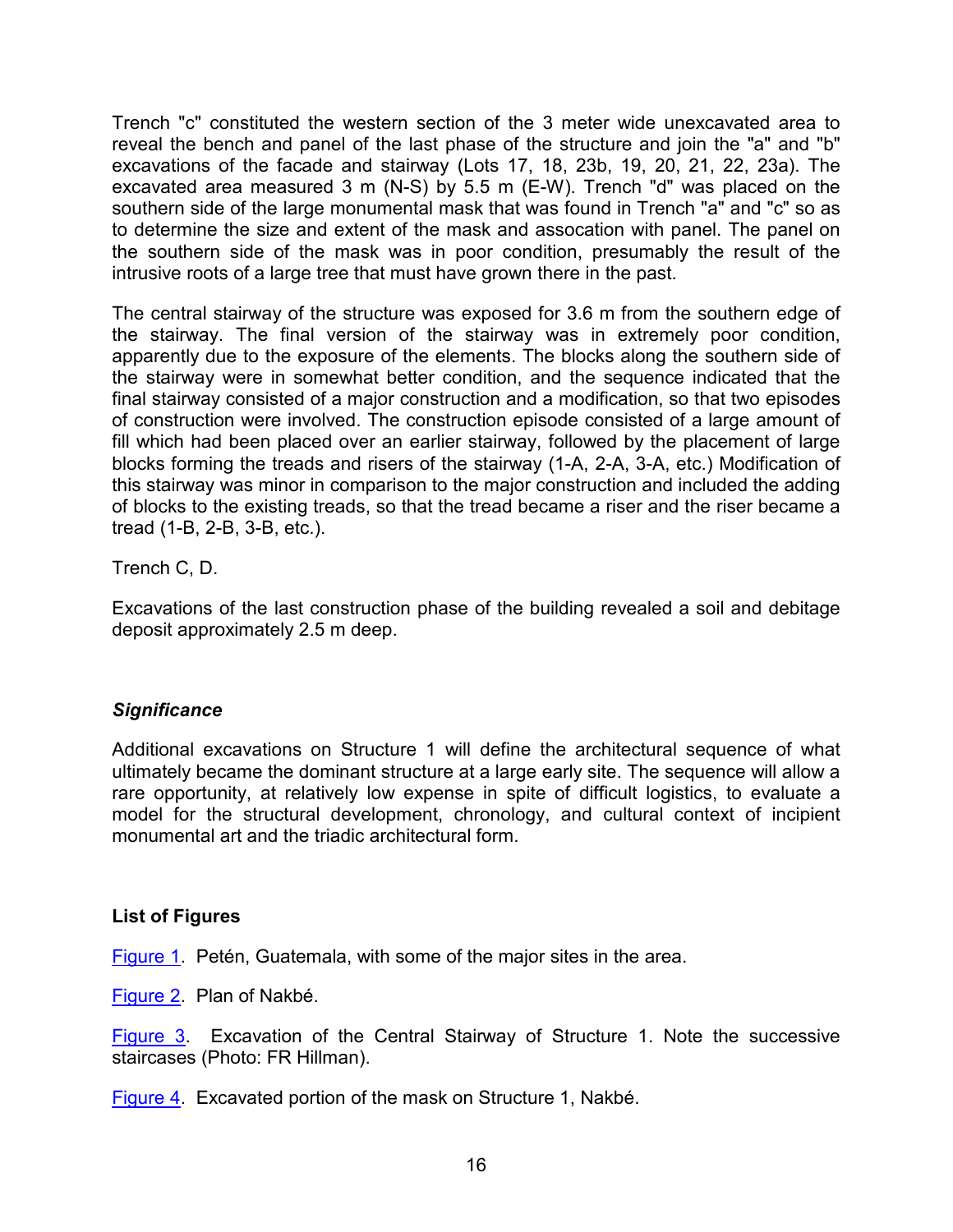Trench "c" constituted the western section of the 3 meter wide unexcavated area to reveal the bench and panel of the last phase of the structure and join the "a" and "b" excavations of the facade and stairway (Lots 17, 18, 23b, 19, 20, 21, 22, 23a). The excavated area measured 3 m (N-S) by 5.5 m (E-W). Trench "d" was placed on the southern side of the large monumental mask that was found in Trench "a" and "c" so as to determine the size and extent of the mask and assocation with panel. The panel on the southern side of the mask was in poor condition, presumably the result of the intrusive roots of a large tree that must have grown there in the past.

The central stairway of the structure was exposed for 3.6 m from the southern edge of the stairway. The final version of the stairway was in extremely poor condition, apparently due to the exposure of the elements. The blocks along the southern side of the stairway were in somewhat better condition, and the sequence indicated that the final stairway consisted of a major construction and a modification, so that two episodes of construction were involved. The construction episode consisted of a large amount of fill which had been placed over an earlier stairway, followed by the placement of large blocks forming the treads and risers of the stairway (1-A, 2-A, 3-A, etc.) Modification of this stairway was minor in comparison to the major construction and included the adding of blocks to the existing treads, so that the tread became a riser and the riser became a tread (1-B, 2-B, 3-B, etc.).

Trench C, D.

Excavations of the last construction phase of the building revealed a soil and debitage deposit approximately 2.5 m deep.

### *Significance*

Additional excavations on Structure 1 will define the architectural sequence of what ultimately became the dominant structure at a large early site. The sequence will allow a rare opportunity, at relatively low expense in spite of difficult logistics, to evaluate a model for the structural development, chronology, and cultural context of incipient monumental art and the triadic architectural form.

### **List of Figures**

Figure 1. Petén, Guatemala, with some of the major sites in the area.

Figure 2. Plan of Nakbé.

Figure 3. Excavation of the Central Stairway of Structure 1. Note the successive staircases (Photo: FR Hillman).

Figure 4. Excavated portion of the mask on Structure 1, Nakbé.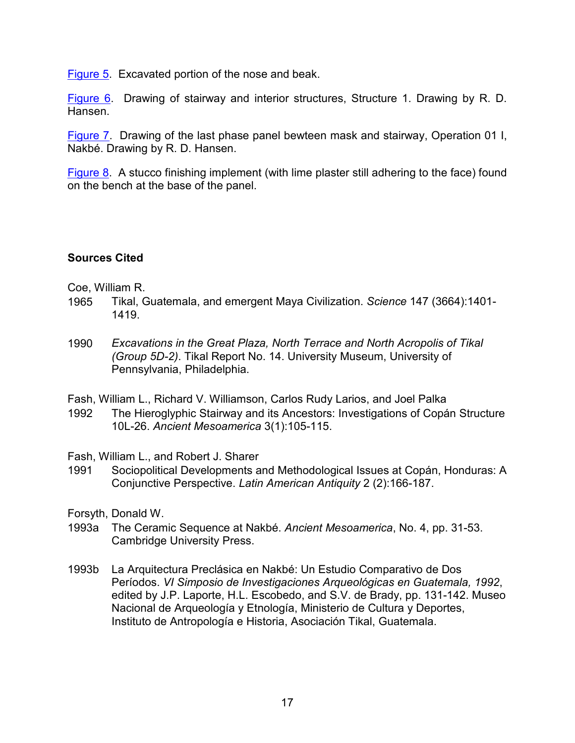Figure 5. Excavated portion of the nose and beak.

Figure 6. Drawing of stairway and interior structures, Structure 1. Drawing by R. D. Hansen.

Figure 7. Drawing of the last phase panel bewteen mask and stairway, Operation 01 I, Nakbé. Drawing by R. D. Hansen.

Figure 8. A stucco finishing implement (with lime plaster still adhering to the face) found on the bench at the base of the panel.

**Sources Cited**

Coe, William R.

1965 Tikal, Guatemala, and emergent Maya Civilization. *Science* 147 (3664):1401-1419.

1990 *Excavations in the Great Plaza, North Terrace and North Acropolis of Tikal (Group 5D-2)*. Tikal Report No. 14. University Museum, University of Pennsylvania, Philadelphia.

Fash, William L., Richard V. Williamson, Carlos Rudy Larios, and Joel Palka

1992 The Hieroglyphic Stairway and its Ancestors: Investigations of Copán Structure 10L-26. *Ancient Mesoamerica* 3(1):105-115.

Fash, William L., and Robert J. Sharer

1991 Sociopolitical Developments and Methodological Issues at Copán, Honduras: A Conjunctive Perspective. *Latin American Antiquity* 2 (2):166-187.

Forsyth, Donald W.

1993a The Ceramic Sequence at Nakbé. *Ancient Mesoamerica*, No. 4, pp. 31-53. Cambridge University Press.

1993b La Arquitectura Preclásica en Nakbé: Un Estudio Comparativo de Dos Períodos. *VI Simposio de Investigaciones Arqueológicas en Guatemala, 1992*, edited by J.P. Laporte, H.L. Escobedo, and S.V. de Brady, pp. 131-142. Museo Nacional de Arqueología y Etnología, Ministerio de Cultura y Deportes, Instituto de Antropología e Historia, Asociación Tikal, Guatemala.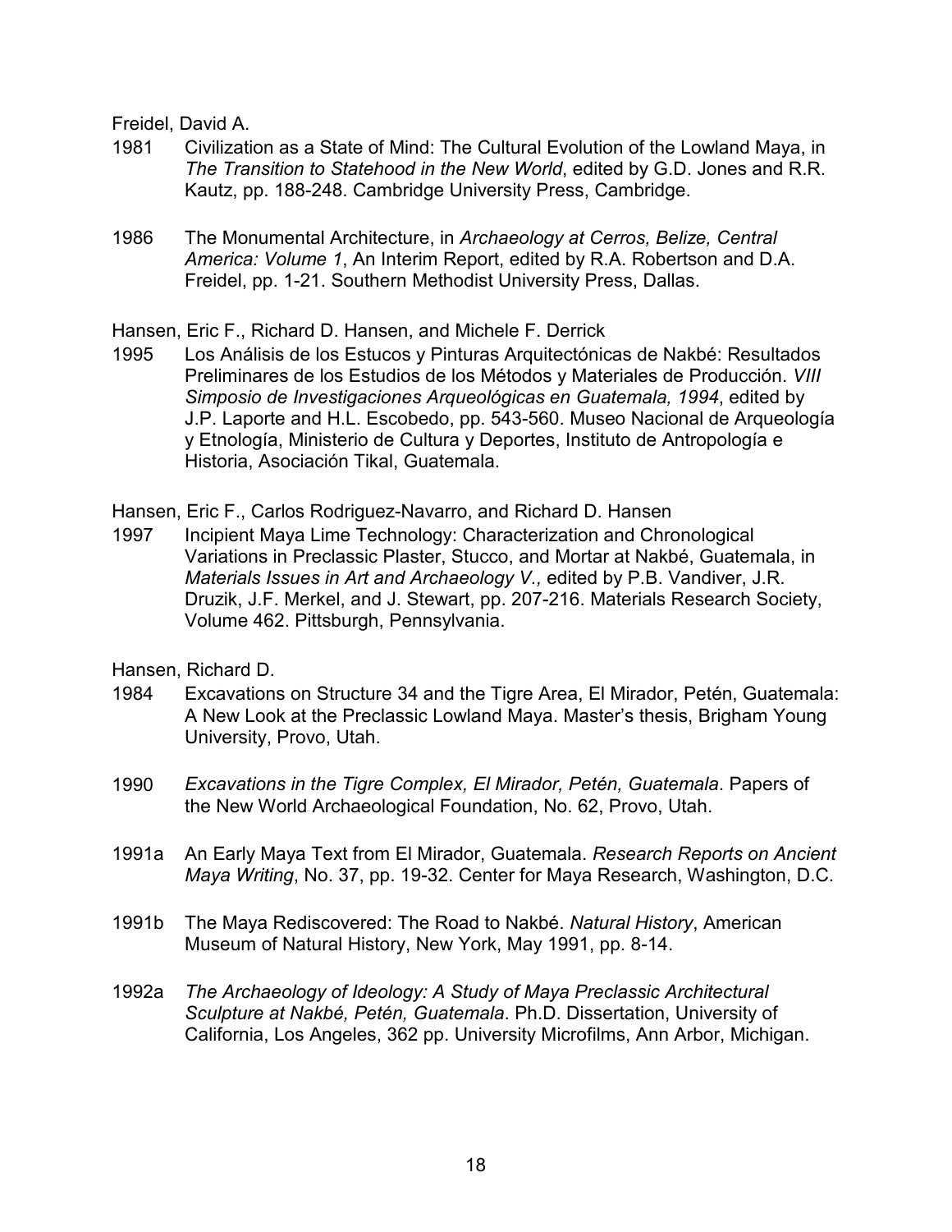Freidel, David A.

1981 Civilization as a State of Mind: The Cultural Evolution of the Lowland Maya, in *The Transition to Statehood in the New World*, edited by G.D. Jones and R.R. Kautz, pp. 188-248. Cambridge University Press, Cambridge.

1986 The Monumental Architecture, in *Archaeology at Cerros, Belize, Central America: Volume 1*, An Interim Report, edited by R.A. Robertson and D.A. Freidel, pp. 1-21. Southern Methodist University Press, Dallas.

Hansen, Eric F., Richard D. Hansen, and Michele F. Derrick

1995 Los Análisis de los Estucos y Pinturas Arquitectónicas de Nakbé: Resultados Preliminares de los Estudios de los Métodos y Materiales de Producción. *VIII Simposio de Investigaciones Arqueológicas en Guatemala, 1994*, edited by J.P. Laporte and H.L. Escobedo, pp. 543-560. Museo Nacional de Arqueología y Etnología, Ministerio de Cultura y Deportes, Instituto de Antropología e Historia, Asociación Tikal, Guatemala.

Hansen, Eric F., Carlos Rodriguez-Navarro, and Richard D. Hansen

1997 Incipient Maya Lime Technology: Characterization and Chronological Variations in Preclassic Plaster, Stucco, and Mortar at Nakbé, Guatemala, in *Materials Issues in Art and Archaeology V.,* edited by P.B. Vandiver, J.R. Druzik, J.F. Merkel, and J. Stewart, pp. 207-216. Materials Research Society, Volume 462. Pittsburgh, Pennsylvania.

Hansen, Richard D.

1984 Excavations on Structure 34 and the Tigre Area, El Mirador, Petén, Guatemala: A New Look at the Preclassic Lowland Maya. Master's thesis, Brigham Young University, Provo, Utah.

1990 *Excavations in the Tigre Complex, El Mirador, Petén, Guatemala*. Papers of the New World Archaeological Foundation, No. 62, Provo, Utah.

1991a An Early Maya Text from El Mirador, Guatemala. *Research Reports on Ancient Maya Writing*, No. 37, pp. 19-32. Center for Maya Research, Washington, D.C.

1991b The Maya Rediscovered: The Road to Nakbé. *Natural History*, American Museum of Natural History, New York, May 1991, pp. 8-14.

1992a *The Archaeology of Ideology: A Study of Maya Preclassic Architectural Sculpture at Nakbé, Petén, Guatemala*. Ph.D. Dissertation, University of California, Los Angeles, 362 pp. University Microfilms, Ann Arbor, Michigan.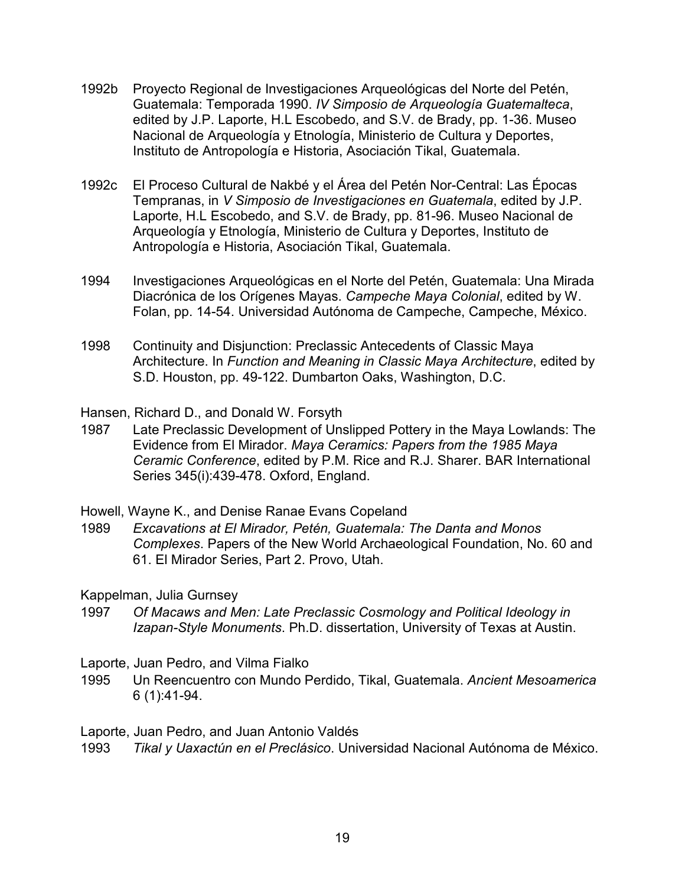1992b Proyecto Regional de Investigaciones Arqueológicas del Norte del Petén, Guatemala: Temporada 1990. *IV Simposio de Arqueología Guatemalteca*, edited by J.P. Laporte, H.L Escobedo, and S.V. de Brady, pp. 1-36. Museo Nacional de Arqueología y Etnología, Ministerio de Cultura y Deportes, Instituto de Antropología e Historia, Asociación Tikal, Guatemala.

1992c El Proceso Cultural de Nakbé y el Área del Petén Nor-Central: Las Épocas Tempranas, in *V Simposio de Investigaciones en Guatemala*, edited by J.P. Laporte, H.L Escobedo, and S.V. de Brady, pp. 81-96. Museo Nacional de Arqueología y Etnología, Ministerio de Cultura y Deportes, Instituto de Antropología e Historia, Asociación Tikal, Guatemala.

1994 Investigaciones Arqueológicas en el Norte del Petén, Guatemala: Una Mirada Diacrónica de los Orígenes Mayas. *Campeche Maya Colonial*, edited by W. Folan, pp. 14-54. Universidad Autónoma de Campeche, Campeche, México.

1998 Continuity and Disjunction: Preclassic Antecedents of Classic Maya Architecture. In *Function and Meaning in Classic Maya Architecture*, edited by S.D. Houston, pp. 49-122. Dumbarton Oaks, Washington, D.C.

Hansen, Richard D., and Donald W. Forsyth

1987 Late Preclassic Development of Unslipped Pottery in the Maya Lowlands: The Evidence from El Mirador. *Maya Ceramics: Papers from the 1985 Maya Ceramic Conference*, edited by P.M. Rice and R.J. Sharer. BAR International Series 345(i):439-478. Oxford, England.

Howell, Wayne K., and Denise Ranae Evans Copeland

1989 *Excavations at El Mirador, Petén, Guatemala: The Danta and Monos Complexes*. Papers of the New World Archaeological Foundation, No. 60 and 61. El Mirador Series, Part 2. Provo, Utah.

Kappelman, Julia Gurnsey

1997 *Of Macaws and Men: Late Preclassic Cosmology and Political Ideology in Izapan-Style Monuments*. Ph.D. dissertation, University of Texas at Austin.

Laporte, Juan Pedro, and Vilma Fialko

1995 Un Reencuentro con Mundo Perdido, Tikal, Guatemala. *Ancient Mesoamerica* 6 (1):41-94.

Laporte, Juan Pedro, and Juan Antonio Valdés

1993 *Tikal y Uaxactún en el Preclásico*. Universidad Nacional Autónoma de México.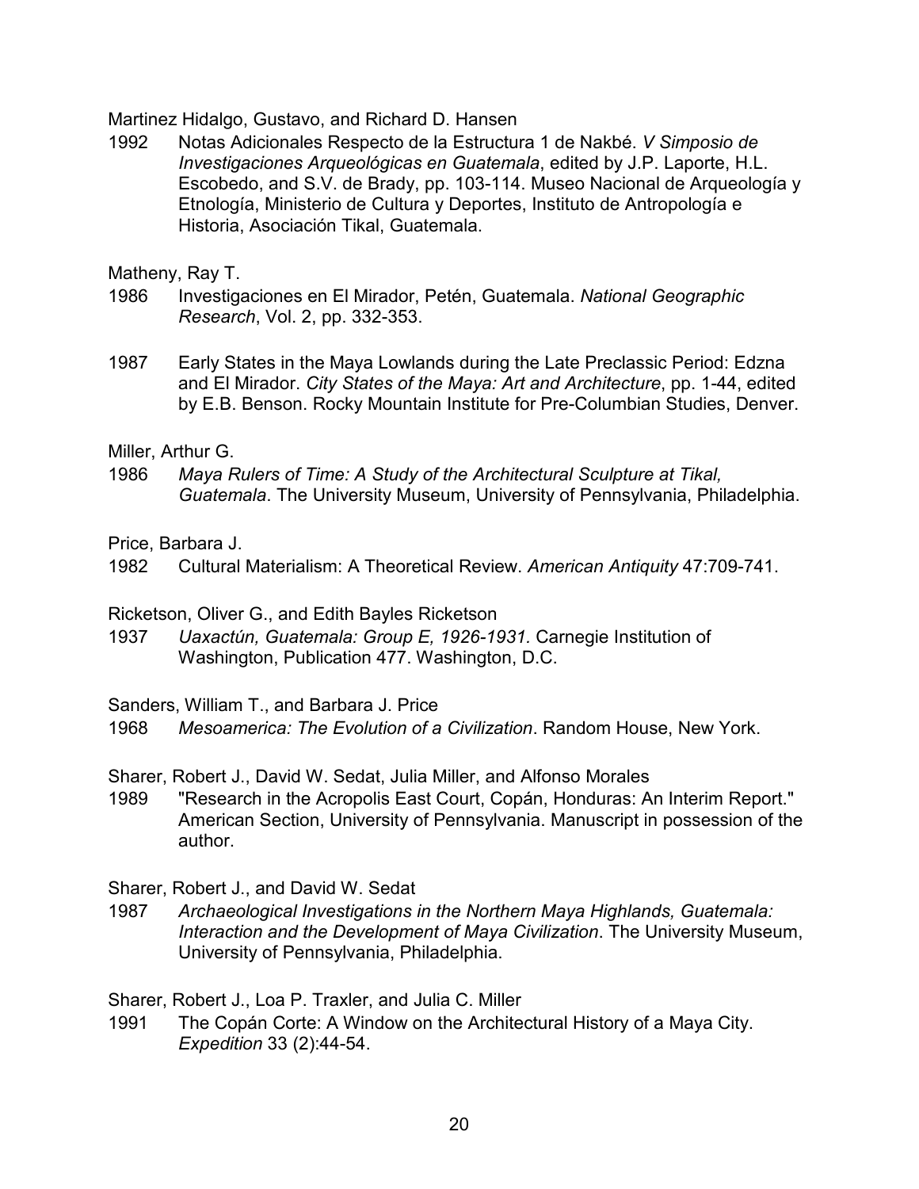Martinez Hidalgo, Gustavo, and Richard D. Hansen

1992 Notas Adicionales Respecto de la Estructura 1 de Nakbé. *V Simposio de Investigaciones Arqueológicas en Guatemala*, edited by J.P. Laporte, H.L. Escobedo, and S.V. de Brady, pp. 103-114. Museo Nacional de Arqueología y Etnología, Ministerio de Cultura y Deportes, Instituto de Antropología e Historia, Asociación Tikal, Guatemala.

Matheny, Ray T.

1986 Investigaciones en El Mirador, Petén, Guatemala. *National Geographic Research*, Vol. 2, pp. 332-353.

1987 Early States in the Maya Lowlands during the Late Preclassic Period: Edzna and El Mirador. *City States of the Maya: Art and Architecture*, pp. 1-44, edited by E.B. Benson. Rocky Mountain Institute for Pre-Columbian Studies, Denver.

Miller, Arthur G.

1986 *Maya Rulers of Time: A Study of the Architectural Sculpture at Tikal, Guatemala*. The University Museum, University of Pennsylvania, Philadelphia.

Price, Barbara J.

1982 Cultural Materialism: A Theoretical Review. *American Antiquity* 47:709-741.

Ricketson, Oliver G., and Edith Bayles Ricketson

1937 *Uaxactún, Guatemala: Group E, 1926-1931.* Carnegie Institution of Washington, Publication 477. Washington, D.C.

Sanders, William T., and Barbara J. Price

1968 *Mesoamerica: The Evolution of a Civilization*. Random House, New York.

Sharer, Robert J., David W. Sedat, Julia Miller, and Alfonso Morales

1989 "Research in the Acropolis East Court, Copán, Honduras: An Interim Report." American Section, University of Pennsylvania. Manuscript in possession of the author.

Sharer, Robert J., and David W. Sedat

1987 *Archaeological Investigations in the Northern Maya Highlands, Guatemala: Interaction and the Development of Maya Civilization*. The University Museum, University of Pennsylvania, Philadelphia.

Sharer, Robert J., Loa P. Traxler, and Julia C. Miller

1991 The Copán Corte: A Window on the Architectural History of a Maya City. *Expedition* 33 (2):44-54.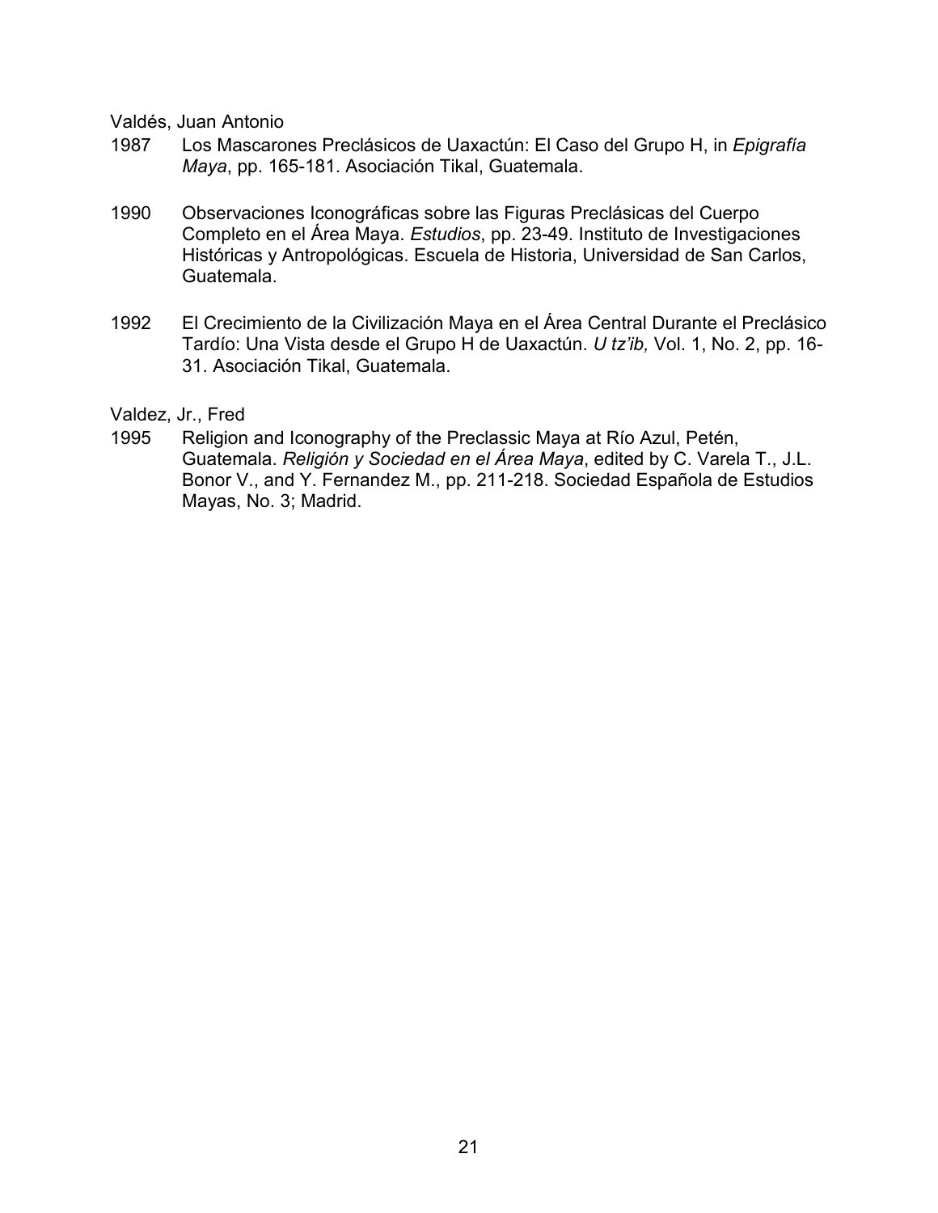Valdés, Juan Antonio

1987 Los Mascarones Preclásicos de Uaxactún: El Caso del Grupo H, in *Epigrafía Maya*, pp. 165-181. Asociación Tikal, Guatemala.

1990 Observaciones Iconográficas sobre las Figuras Preclásicas del Cuerpo Completo en el Área Maya. *Estudios*, pp. 23-49. Instituto de Investigaciones Históricas y Antropológicas. Escuela de Historia, Universidad de San Carlos, Guatemala.

1992 El Crecimiento de la Civilización Maya en el Área Central Durante el Preclásico Tardío: Una Vista desde el Grupo H de Uaxactún. *U tz'ib,* Vol. 1, No. 2, pp. 16-31. Asociación Tikal, Guatemala.

Valdez, Jr., Fred

1995 Religion and Iconography of the Preclassic Maya at Río Azul, Petén, Guatemala. *Religión y Sociedad en el Área Maya*, edited by C. Varela T., J.L. Bonor V., and Y. Fernandez M., pp. 211-218. Sociedad Española de Estudios Mayas, No. 3; Madrid.